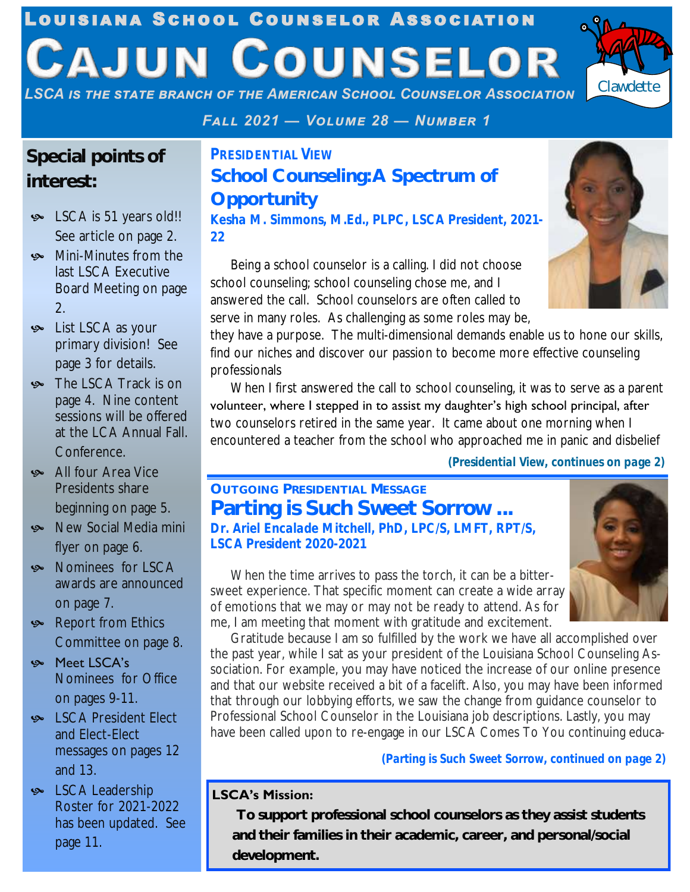# Louisiana School Counselor Association

# Cajun Counselor

*LSCA is the state branch of the American School Counselor Association*

Clawdette

*Fall 2021 — Volume 28 — Number 1*

## Special points of interest:

- LSCA is 51 years old!! See article on page 2.
- Mini-Minutes from the last LSCA Executive Board Meeting on page 2.
- List LSCA as your primary division! See page 3 for details.
- The LSCA Track is on page 4. Nine content sessions will be offered at the LCA Annual Fall. Conference.
- All four Area Vice Presidents share beginning on page 5.
- New Social Media mini flyer on page 6.
- Nominees for LSCA awards are announced on page 7.
- Report from Ethics Committee on page 8.
- Meet LSCA's Nominees for Office on pages 9-11.
- LSCA President Elect and Elect-Elect messages on pages 12 and 13.
- LSCA Leadership Roster for 2021-2022 has been updated. See page 11.

### Presidential View

## School Counseling:A Spectrum of Opportunity

**Kesha M. Simmons, M.Ed., PLPC, LSCA President, 2021-22**

Being a school counselor is a calling. I did not choose school counseling; school counseling chose me, and I answered the call. School counselors are often called to serve in many roles. As challenging as some roles may be, they have a purpose. The multi-dimensional demands enable us to hone our skills, find our niches and discover our passion to become more effective counseling professionals

When I first answered the call to school counseling, it was to serve as a parent volunteer, where I stepped in to assist my daughter's high school principal, after two counselors retired in the same year. It came about one morning when I encountered a teacher from the school who approached me in panic and disbelief

**(Presidential View, continues on page 2)**

### Outgoing Presidential Message

## Parting is Such Sweet Sorrow ...

**Dr. Ariel Encalade Mitchell, PhD, LPC/S, LMFT, RPT/S, LSCA President 2020-2021**

When the time arrives to pass the torch, it can be a bitter-sweet experience. That specific moment can create a wide array of emotions that we may or may not be ready to attend. As for me, I am meeting that moment with gratitude and excitement.

Gratitude because I am so fulfilled by the work we have all accomplished over the past year, while I sat as your president of the Louisiana School Counseling Association. For example, you may have noticed the increase of our online presence and that our website received a bit of a facelift. Also, you may have been informed that through our lobbying efforts, we saw the change from guidance counselor to Professional School Counselor in the Louisiana job descriptions. Lastly, you may have been called upon to re-engage in our LSCA Comes To You continuing educa-

**(Parting is Such Sweet Sorrow, continued on page 2)**

**LSCA's Mission:**

**To support professional school counselors as they assist students and their families in their academic, career, and personal/social development.**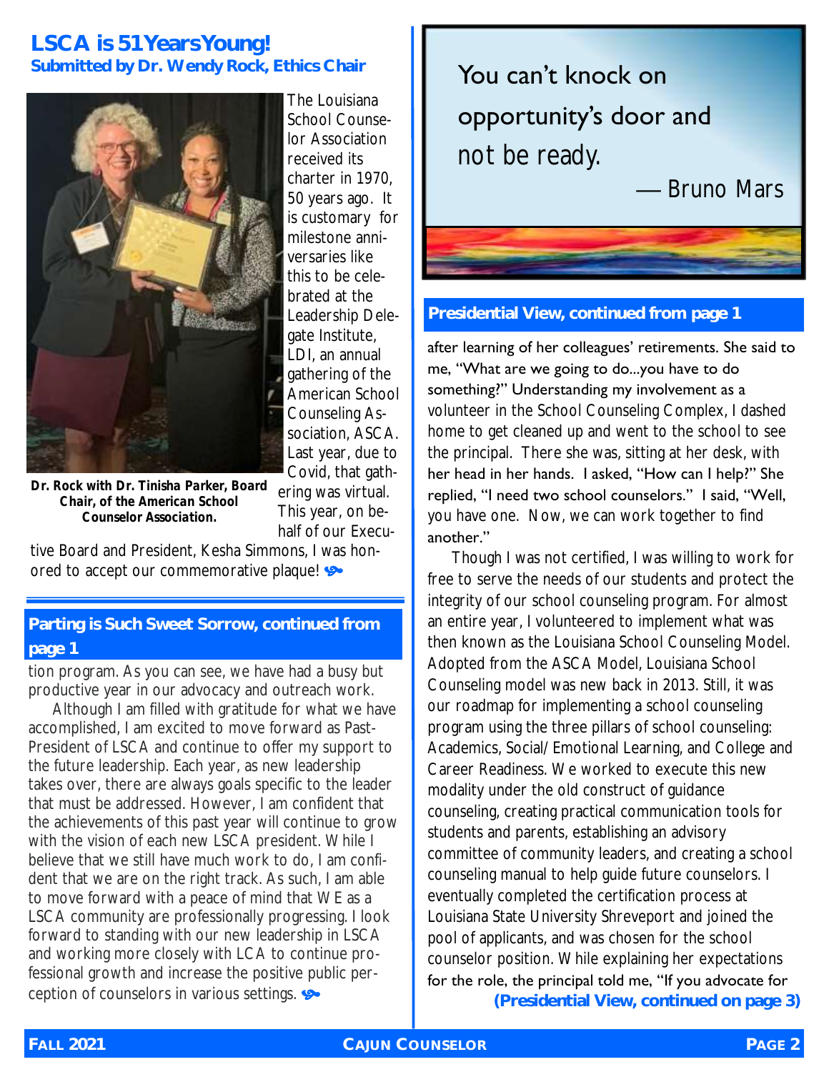## LSCA is 51 Years Young!

**Submitted by Dr. Wendy Rock, Ethics Chair**

**Dr. Rock with Dr. Tinisha Parker, Board Chair, of the American School Counselor Association.**

The Louisiana School Counselor Association received its charter in 1970, 50 years ago. It is customary for milestone anniversaries like this to be celebrated at the Leadership Delegate Institute, LDI, an annual gathering of the American School Counseling Association, ASCA. Last year, due to Covid, that gathering was virtual. This year, on behalf of our Executive Board and President, Kesha Simmons, I was honored to accept our commemorative plaque!

## Parting is Such Sweet Sorrow, continued from page 1

tion program. As you can see, we have had a busy but productive year in our advocacy and outreach work.

Although I am filled with gratitude for what we have accomplished, I am excited to move forward as Past-President of LSCA and continue to offer my support to the future leadership. Each year, as new leadership takes over, there are always goals specific to the leader that must be addressed. However, I am confident that the achievements of this past year will continue to grow with the vision of each new LSCA president. While I believe that we still have much work to do, I am confident that we are on the right track. As such, I am able to move forward with a peace of mind that WE as a LSCA community are professionally progressing. I look forward to standing with our new leadership in LSCA and working more closely with LCA to continue professional growth and increase the positive public perception of counselors in various settings.

> You can't knock on opportunity's door and not be ready.
>
> — Bruno Mars

## Presidential View, continued from page 1

after learning of her colleagues' retirements. She said to me, "What are we going to do...you have to do something?" Understanding my involvement as a volunteer in the School Counseling Complex, I dashed home to get cleaned up and went to the school to see the principal. There she was, sitting at her desk, with her head in her hands. I asked, "How can I help?" She replied, "I need two school counselors." I said, "Well, you have one. Now, we can work together to find another."

Though I was not certified, I was willing to work for free to serve the needs of our students and protect the integrity of our school counseling program. For almost an entire year, I volunteered to implement what was then known as the Louisiana School Counseling Model. Adopted from the ASCA Model, Louisiana School Counseling model was new back in 2013. Still, it was our roadmap for implementing a school counseling program using the three pillars of school counseling: Academics, Social/Emotional Learning, and College and Career Readiness. We worked to execute this new modality under the old construct of guidance counseling, creating practical communication tools for students and parents, establishing an advisory committee of community leaders, and creating a school counseling manual to help guide future counselors. I eventually completed the certification process at Louisiana State University Shreveport and joined the pool of applicants, and was chosen for the school counselor position. While explaining her expectations for the role, the principal told me, "If you advocate for

**(Presidential View, continued on page 3)**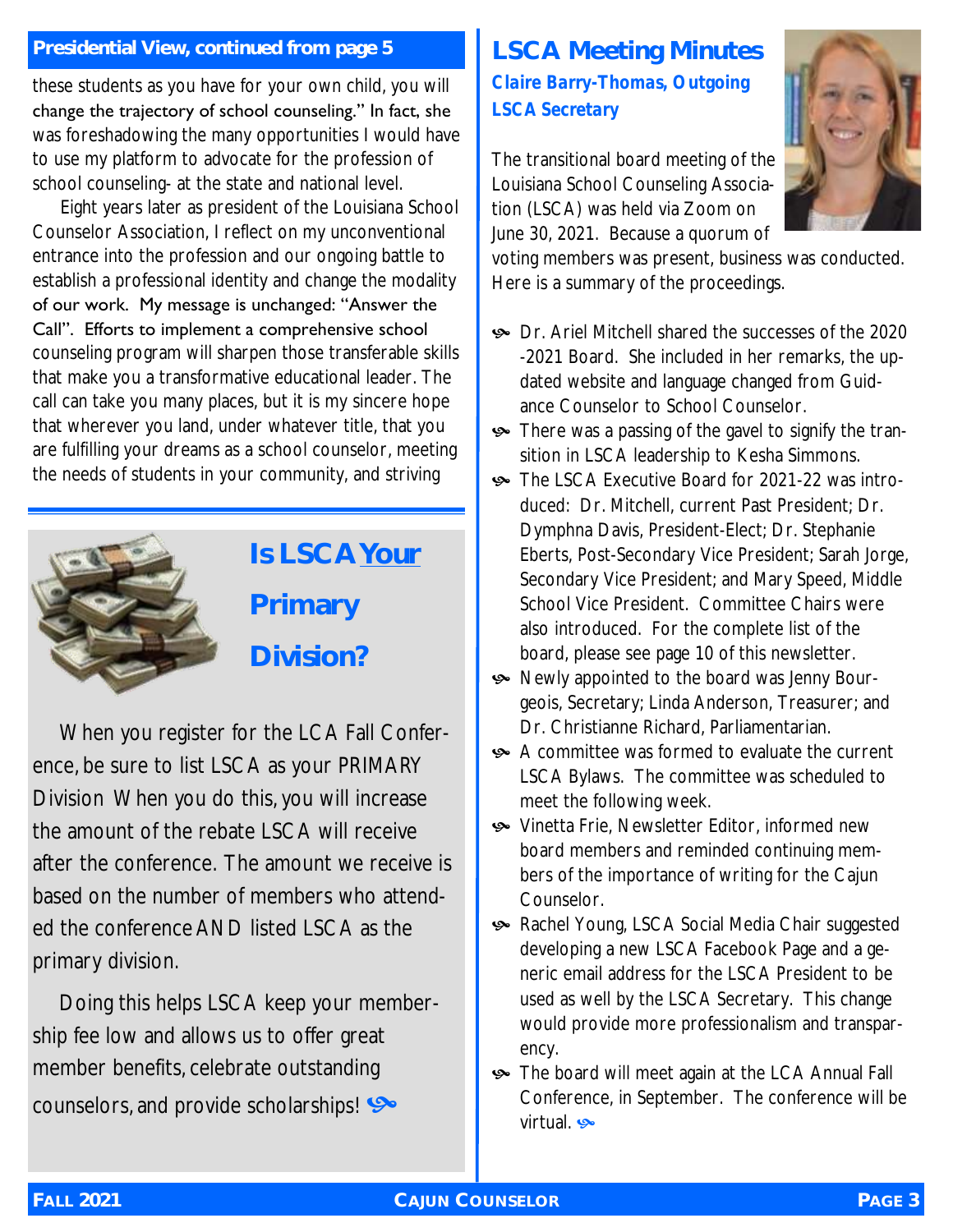## Presidential View, continued from page 5

these students as you have for your own child, you will change the trajectory of school counseling." In fact, she was foreshadowing the many opportunities I would have to use my platform to advocate for the profession of school counseling- at the state and national level.

Eight years later as president of the Louisiana School Counselor Association, I reflect on my unconventional entrance into the profession and our ongoing battle to establish a professional identity and change the modality of our work. My message is unchanged: "Answer the Call". Efforts to implement a comprehensive school counseling program will sharpen those transferable skills that make you a transformative educational leader. The call can take you many places, but it is my sincere hope that wherever you land, under whatever title, that you are fulfilling your dreams as a school counselor, meeting the needs of students in your community, and striving

## Is LSCA *Your* Primary Division?

When you register for the LCA Fall Conference, be sure to list LSCA as your PRIMARY Division When you do this, you will increase the amount of the rebate LSCA will receive after the conference. The amount we receive is based on the number of members who attended the conference AND listed LSCA as the primary division.

Doing this helps LSCA keep your membership fee low and allows us to offer great member benefits, celebrate outstanding counselors, and provide scholarships!

## LSCA Meeting Minutes

***Claire Barry-Thomas, Outgoing LSCA Secretary***

The transitional board meeting of the Louisiana School Counseling Association (LSCA) was held via Zoom on June 30, 2021. Because a quorum of voting members was present, business was conducted. Here is a summary of the proceedings.

- Dr. Ariel Mitchell shared the successes of the 2020-2021 Board. She included in her remarks, the updated website and language changed from Guidance Counselor to School Counselor.
- There was a passing of the gavel to signify the transition in LSCA leadership to Kesha Simmons.
- The LSCA Executive Board for 2021-22 was introduced: Dr. Mitchell, current Past President; Dr. Dymphna Davis, President-Elect; Dr. Stephanie Eberts, Post-Secondary Vice President; Sarah Jorge, Secondary Vice President; and Mary Speed, Middle School Vice President. Committee Chairs were also introduced. For the complete list of the board, please see page 10 of this newsletter.
- Newly appointed to the board was Jenny Bourgeois, Secretary; Linda Anderson, Treasurer; and Dr. Christianne Richard, Parliamentarian.
- A committee was formed to evaluate the current LSCA Bylaws. The committee was scheduled to meet the following week.
- Vinetta Frie, Newsletter Editor, informed new board members and reminded continuing members of the importance of writing for the Cajun Counselor.
- Rachel Young, LSCA Social Media Chair suggested developing a new LSCA Facebook Page and a generic email address for the LSCA President to be used as well by the LSCA Secretary. This change would provide more professionalism and transparency.
- The board will meet again at the LCA Annual Fall Conference, in September. The conference will be virtual.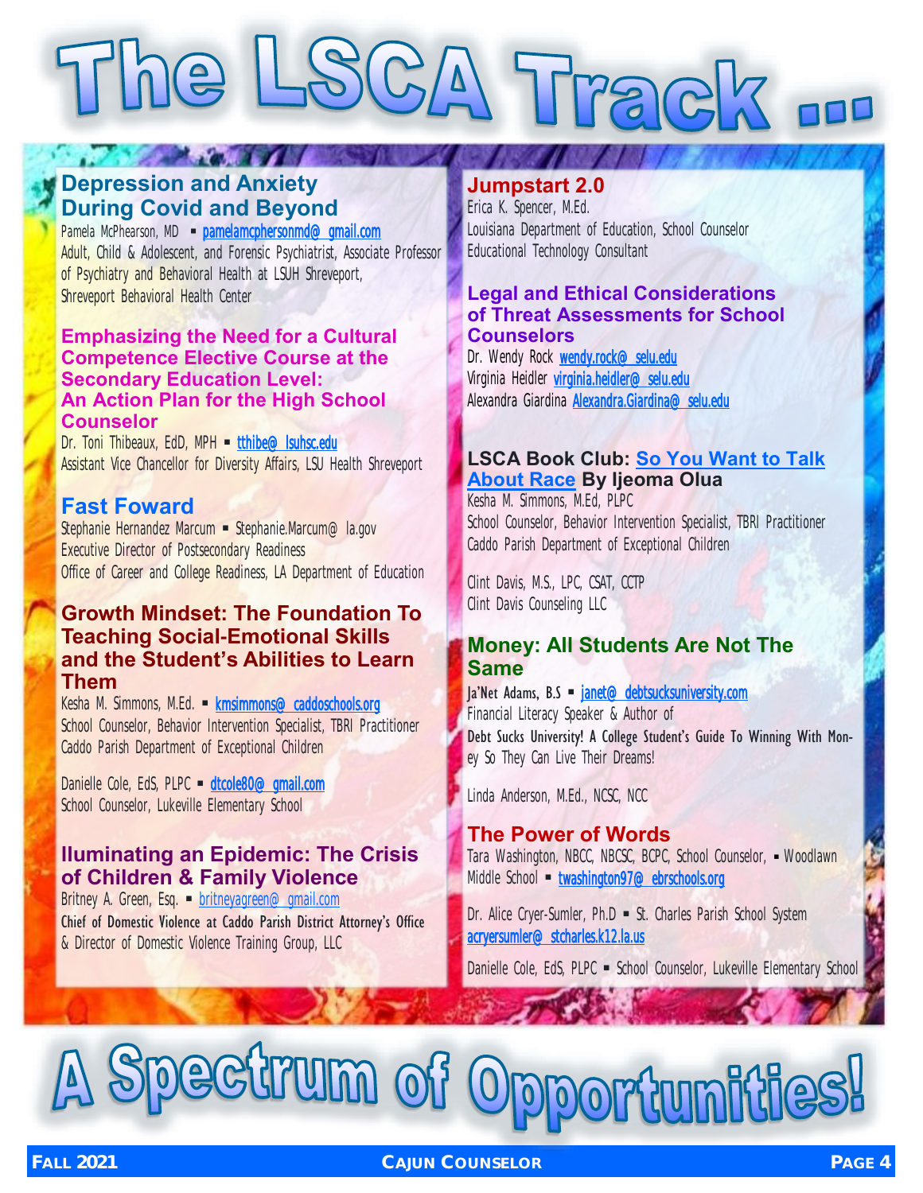# The LSCA Track ...

## Depression and Anxiety During Covid and Beyond

Pamela McPhearson, MD ▪ pamelamcphersonmd@ gmail.com
Adult, Child & Adolescent, and Forensic Psychiatrist, Associate Professor of Psychiatry and Behavioral Health at LSUH Shreveport, Shreveport Behavioral Health Center

## Emphasizing the Need for a Cultural Competence Elective Course at the Secondary Education Level: An Action Plan for the High School Counselor

Dr. Toni Thibeaux, EdD, MPH ▪ tthibe@ lsuhsc.edu
Assistant Vice Chancellor for Diversity Affairs, LSU Health Shreveport

## Fast Foward

Stephanie Hernandez Marcum ▪ Stephanie.Marcum@ la.gov
Executive Director of Postsecondary Readiness
Office of Career and College Readiness, LA Department of Education

## Growth Mindset: The Foundation To Teaching Social-Emotional Skills and the Student's Abilities to Learn Them

Kesha M. Simmons, M.Ed. ▪ kmsimmons@ caddoschools.org
School Counselor, Behavior Intervention Specialist, TBRI Practitioner
Caddo Parish Department of Exceptional Children

Danielle Cole, EdS, PLPC ▪ dtcole80@ gmail.com
School Counselor, Lukeville Elementary School

## Iluminating an Epidemic: The Crisis of Children & Family Violence

Britney A. Green, Esq. ▪ britneyagreen@ gmail.com
**Chief of Domestic Violence at Caddo Parish District Attorney's Office** & Director of Domestic Violence Training Group, LLC

## Jumpstart 2.0

Erica K. Spencer, M.Ed.
Louisiana Department of Education, School Counselor
Educational Technology Consultant

## Legal and Ethical Considerations of Threat Assessments for School Counselors

Dr. Wendy Rock wendy.rock@ selu.edu
Virginia Heidler virginia.heidler@ selu.edu
Alexandra Giardina Alexandra.Giardina@ selu.edu

## LSCA Book Club: So You Want to Talk About Race By Ijeoma Olua

Kesha M. Simmons, M.Ed, PLPC
School Counselor, Behavior Intervention Specialist, TBRI Practitioner
Caddo Parish Department of Exceptional Children

Clint Davis, M.S., LPC, CSAT, CCTP
Clint Davis Counseling LLC

## Money: All Students Are Not The Same

**Ja'Net Adams, B.S** ▪ janet@ debtsucksuniversity.com
Financial Literacy Speaker & Author of **Debt Sucks University! A College Student's Guide To Winning With Money So They Can Live Their Dreams!**

Linda Anderson, M.Ed., NCSC, NCC

## The Power of Words

Tara Washington, NBCC, NBCSC, BCPC, School Counselor, ▪ Woodlawn Middle School ▪ twashington97@ ebrschools.org

Dr. Alice Cryer-Sumler, Ph.D ▪ St. Charles Parish School System acryersumler@ stcharles.k12.la.us

Danielle Cole, EdS, PLPC ▪ School Counselor, Lukeville Elementary School

# A Spectrum of Opportunities!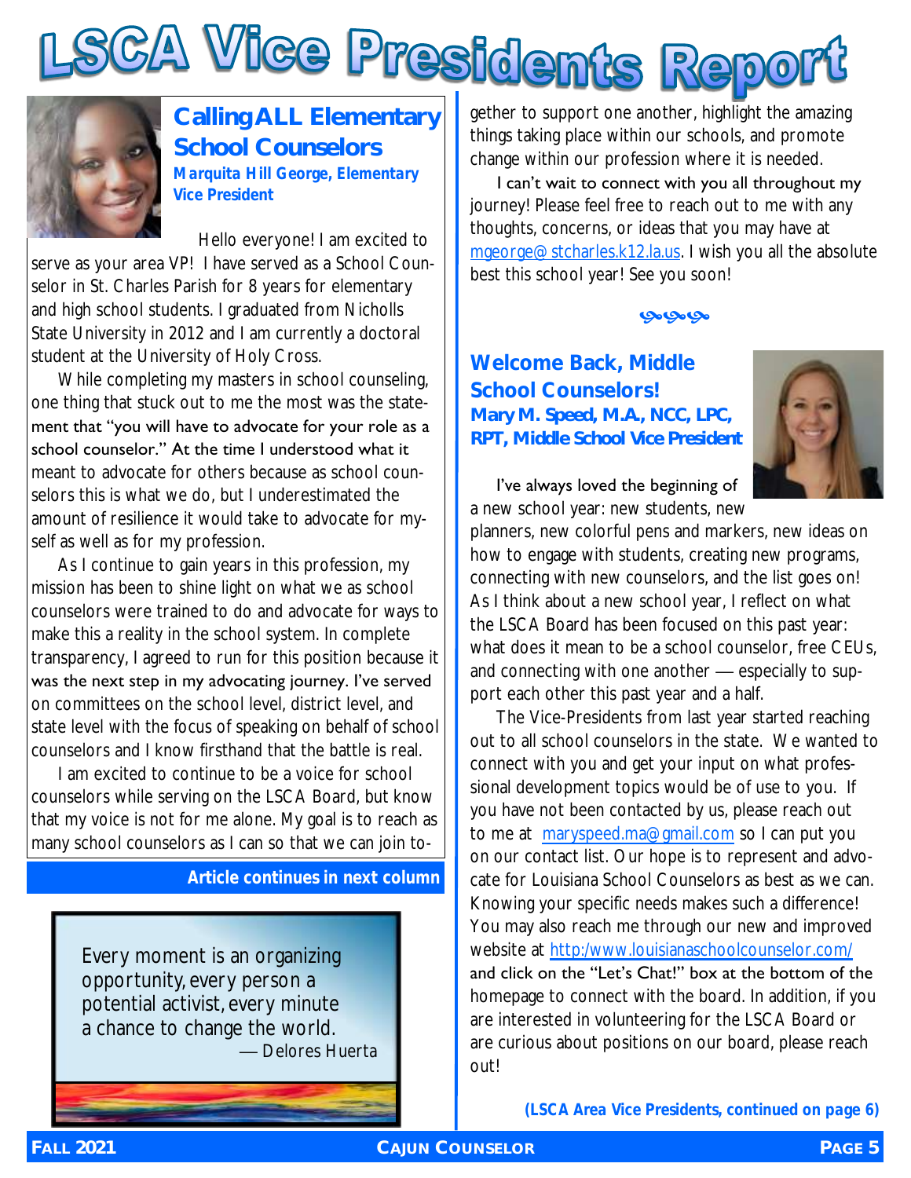# LSCA Vice Presidents Report

## Calling ALL Elementary School Counselors

**Marquita Hill George, Elementary Vice President**

Hello everyone! I am excited to serve as your area VP! I have served as a School Counselor in St. Charles Parish for 8 years for elementary and high school students. I graduated from Nicholls State University in 2012 and I am currently a doctoral student at the University of Holy Cross.

While completing my masters in school counseling, one thing that stuck out to me the most was the statement that "you will have to advocate for your role as a school counselor." At the time I understood what it meant to advocate for others because as school counselors this is what we do, but I underestimated the amount of resilience it would take to advocate for myself as well as for my profession.

As I continue to gain years in this profession, my mission has been to shine light on what we as school counselors were trained to do and advocate for ways to make this a reality in the school system. In complete transparency, I agreed to run for this position because it was the next step in my advocating journey. I've served on committees on the school level, district level, and state level with the focus of speaking on behalf of school counselors and I know firsthand that the battle is real.

I am excited to continue to be a voice for school counselors while serving on the LSCA Board, but know that my voice is not for me alone. My goal is to reach as many school counselors as I can so that we can join together to support one another, highlight the amazing things taking place within our schools, and promote change within our profession where it is needed.

I can't wait to connect with you all throughout my journey! Please feel free to reach out to me with any thoughts, concerns, or ideas that you may have at mgeorge@stcharles.k12.la.us. I wish you all the absolute best this school year! See you soon!

> Every moment is an organizing opportunity, every person a potential activist, every minute a chance to change the world.
> — Delores Huerta

## Welcome Back, Middle School Counselors!

**Mary M. Speed, M.A., NCC, LPC, RPT, Middle School Vice President**

I've always loved the beginning of a new school year: new students, new planners, new colorful pens and markers, new ideas on how to engage with students, creating new programs, connecting with new counselors, and the list goes on! As I think about a new school year, I reflect on what the LSCA Board has been focused on this past year: what does it mean to be a school counselor, free CEUs, and connecting with one another — especially to support each other this past year and a half.

The Vice-Presidents from last year started reaching out to all school counselors in the state. We wanted to connect with you and get your input on what professional development topics would be of use to you. If you have not been contacted by us, please reach out to me at maryspeed.ma@gmail.com so I can put you on our contact list. Our hope is to represent and advocate for Louisiana School Counselors as best as we can. Knowing your specific needs makes such a difference! You may also reach me through our new and improved website at http:/www.louisianaschoolcounselor.com/ and click on the "Let's Chat!" box at the bottom of the homepage to connect with the board. In addition, if you are interested in volunteering for the LSCA Board or are curious about positions on our board, please reach out!

*(LSCA Area Vice Presidents, continued on page 6)*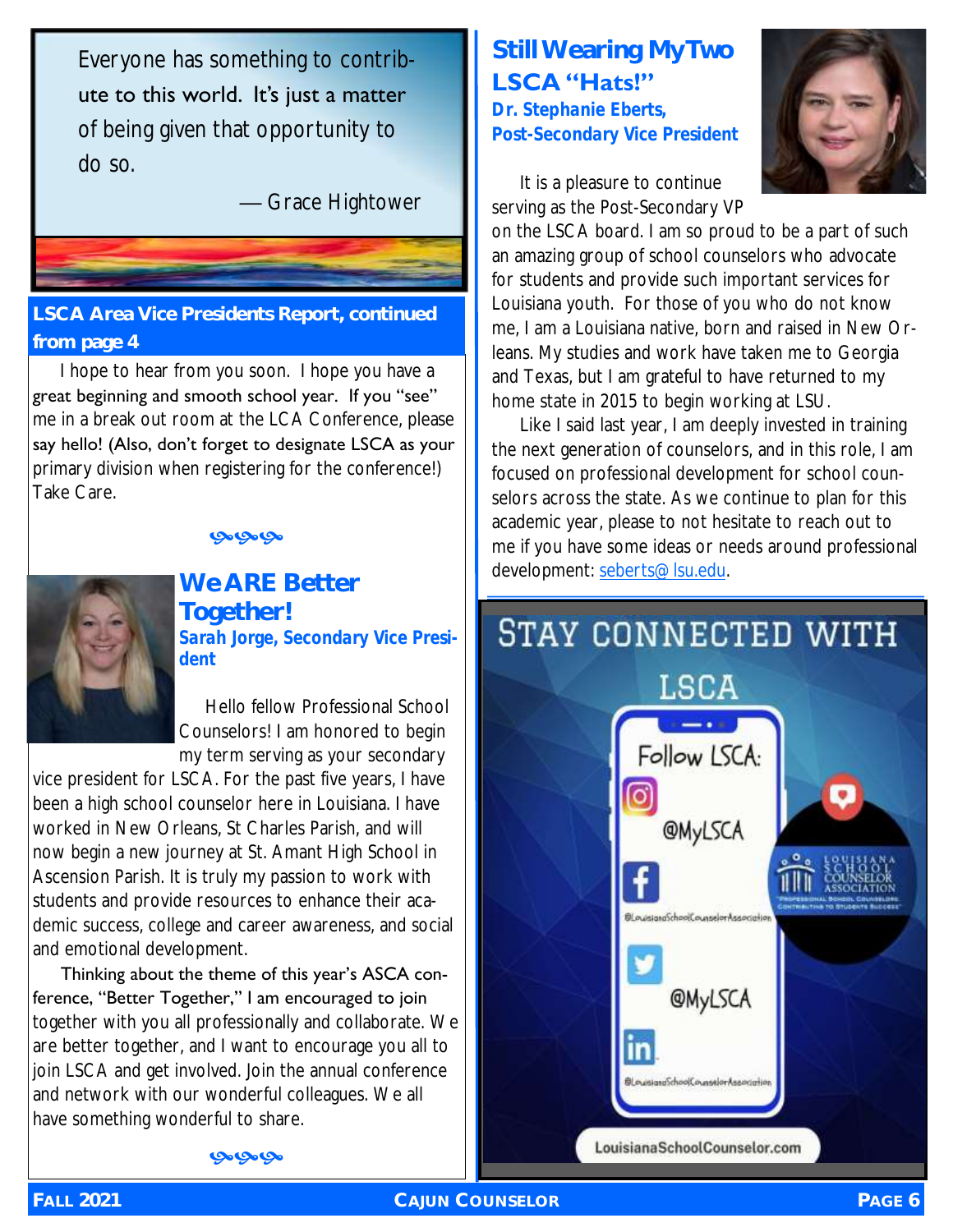> Everyone has something to contribute to this world. It's just a matter of being given that opportunity to do so.
>
> — Grace Hightower

## LSCA Area Vice Presidents Report, continued from page 4

I hope to hear from you soon. I hope you have a great beginning and smooth school year. If you "see" me in a break out room at the LCA Conference, please say hello! (Also, don't forget to designate LSCA as your primary division when registering for the conference!) Take Care.

## We ARE Better Together!

**Sarah Jorge, Secondary Vice President**

Hello fellow Professional School Counselors! I am honored to begin my term serving as your secondary vice president for LSCA. For the past five years, I have been a high school counselor here in Louisiana. I have worked in New Orleans, St Charles Parish, and will now begin a new journey at St. Amant High School in Ascension Parish. It is truly my passion to work with students and provide resources to enhance their academic success, college and career awareness, and social and emotional development.

Thinking about the theme of this year's ASCA conference, "Better Together," I am encouraged to join together with you all professionally and collaborate. We are better together, and I want to encourage you all to join LSCA and get involved. Join the annual conference and network with our wonderful colleagues. We all have something wonderful to share.

## Still Wearing My Two LSCA "Hats!"

**Dr. Stephanie Eberts, Post-Secondary Vice President**

It is a pleasure to continue serving as the Post-Secondary VP on the LSCA board. I am so proud to be a part of such an amazing group of school counselors who advocate for students and provide such important services for Louisiana youth. For those of you who do not know me, I am a Louisiana native, born and raised in New Orleans. My studies and work have taken me to Georgia and Texas, but I am grateful to have returned to my home state in 2015 to begin working at LSU.

Like I said last year, I am deeply invested in training the next generation of counselors, and in this role, I am focused on professional development for school counselors across the state. As we continue to plan for this academic year, please to not hesitate to reach out to me if you have some ideas or needs around professional development: seberts@lsu.edu.

## STAY CONNECTED WITH LSCA

Follow LSCA:

- Instagram: @MyLSCA
- Facebook: @LouisianaSchoolCounselorAssociation
- Twitter: @MyLSCA
- LinkedIn: @LouisianaSchoolCounselorAssociation

Louisiana School Counselor Association — Professional School Counselors Contributing to Students Success

LouisianaSchoolCounselor.com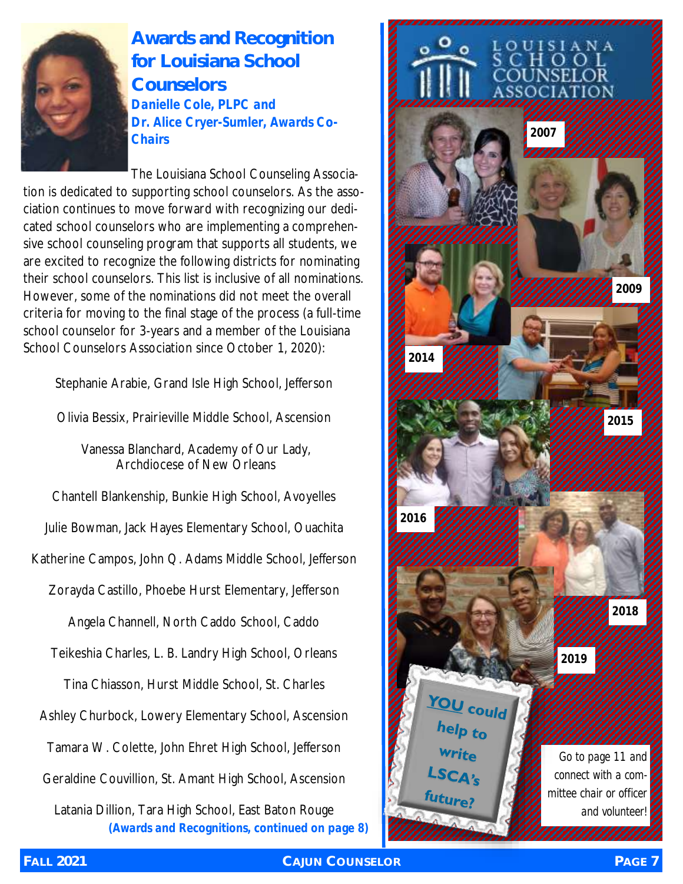# Awards and Recognition for Louisiana School Counselors

**Danielle Cole, PLPC and Dr. Alice Cryer-Sumler, Awards Co-Chairs**

The Louisiana School Counseling Association is dedicated to supporting school counselors. As the association continues to move forward with recognizing our dedicated school counselors who are implementing a comprehensive school counseling program that supports all students, we are excited to recognize the following districts for nominating their school counselors. This list is inclusive of all nominations. However, some of the nominations did not meet the overall criteria for moving to the final stage of the process (a full-time school counselor for 3-years and a member of the Louisiana School Counselors Association since October 1, 2020):

Stephanie Arabie, Grand Isle High School, Jefferson

Olivia Bessix, Prairieville Middle School, Ascension

Vanessa Blanchard, Academy of Our Lady, Archdiocese of New Orleans

Chantell Blankenship, Bunkie High School, Avoyelles

Julie Bowman, Jack Hayes Elementary School, Ouachita

Katherine Campos, John Q. Adams Middle School, Jefferson

Zorayda Castillo, Phoebe Hurst Elementary, Jefferson

Angela Channell, North Caddo School, Caddo

Teikeshia Charles, L. B. Landry High School, Orleans

Tina Chiasson, Hurst Middle School, St. Charles

Ashley Churbock, Lowery Elementary School, Ascension

Tamara W. Colette, John Ehret High School, Jefferson

Geraldine Couvillion, St. Amant High School, Ascension

Latania Dillion, Tara High School, East Baton Rouge

**(Awards and Recognitions, continued on page 8)**

LOUISIANA SCHOOL COUNSELOR ASSOCIATION

2007

2009

2014

2015

2016

2018

2019

**YOU could help to write LSCA's future?**

*Go to page 11 and connect with a committee chair or officer and volunteer!*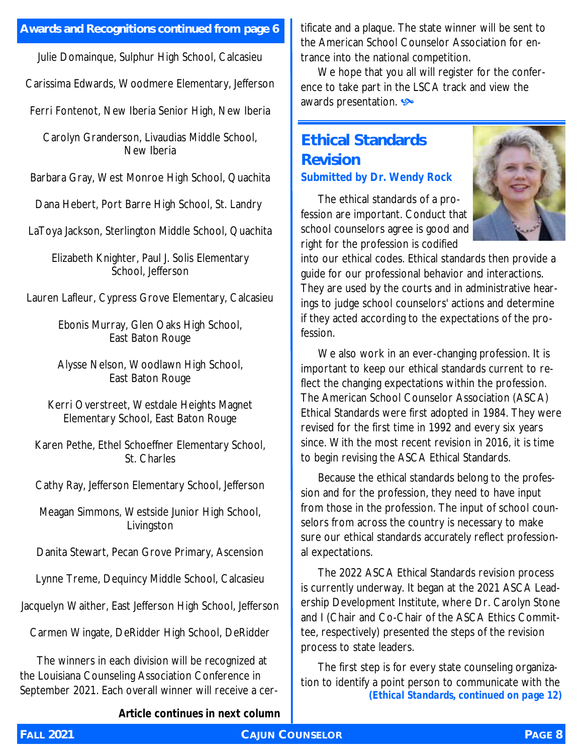**Awards and Recognitions continued from page 6**

Julie Domainque, Sulphur High School, Calcasieu

Carissima Edwards, Woodmere Elementary, Jefferson

Ferri Fontenot, New Iberia Senior High, New Iberia

Carolyn Granderson, Livaudias Middle School, New Iberia

Barbara Gray, West Monroe High School, Quachita

Dana Hebert, Port Barre High School, St. Landry

LaToya Jackson, Sterlington Middle School, Quachita

Elizabeth Knighter, Paul J. Solis Elementary School, Jefferson

Lauren Lafleur, Cypress Grove Elementary, Calcasieu

Ebonis Murray, Glen Oaks High School, East Baton Rouge

Alysse Nelson, Woodlawn High School, East Baton Rouge

Kerri Overstreet, Westdale Heights Magnet Elementary School, East Baton Rouge

Karen Pethe, Ethel Schoeffner Elementary School, St. Charles

Cathy Ray, Jefferson Elementary School, Jefferson

Meagan Simmons, Westside Junior High School, Livingston

Danita Stewart, Pecan Grove Primary, Ascension

Lynne Treme, Dequincy Middle School, Calcasieu

Jacquelyn Waither, East Jefferson High School, Jefferson

Carmen Wingate, DeRidder High School, DeRidder

The winners in each division will be recognized at the Louisiana Counseling Association Conference in September 2021. Each overall winner will receive a certificate and a plaque. The state winner will be sent to the American School Counselor Association for entrance into the national competition.

We hope that you all will register for the conference to take part in the LSCA track and view the awards presentation.

## Ethical Standards Revision

***Submitted by Dr. Wendy Rock***

The ethical standards of a profession are important. Conduct that school counselors agree is good and right for the profession is codified into our ethical codes. Ethical standards then provide a guide for our professional behavior and interactions. They are used by the courts and in administrative hearings to judge school counselors' actions and determine if they acted according to the expectations of the profession.

We also work in an ever-changing profession. It is important to keep our ethical standards current to reflect the changing expectations within the profession. The American School Counselor Association (ASCA) Ethical Standards were first adopted in 1984. They were revised for the first time in 1992 and every six years since. With the most recent revision in 2016, it is time to begin revising the ASCA Ethical Standards.

Because the ethical standards belong to the profession and for the profession, they need to have input from those in the profession. The input of school counselors from across the country is necessary to make sure our ethical standards accurately reflect professional expectations.

The 2022 ASCA Ethical Standards revision process is currently underway. It began at the 2021 ASCA Leadership Development Institute, where Dr. Carolyn Stone and I (Chair and Co-Chair of the ASCA Ethics Committee, respectively) presented the steps of the revision process to state leaders.

The first step is for every state counseling organization to identify a point person to communicate with the

***(Ethical Standards, continued on page 12)***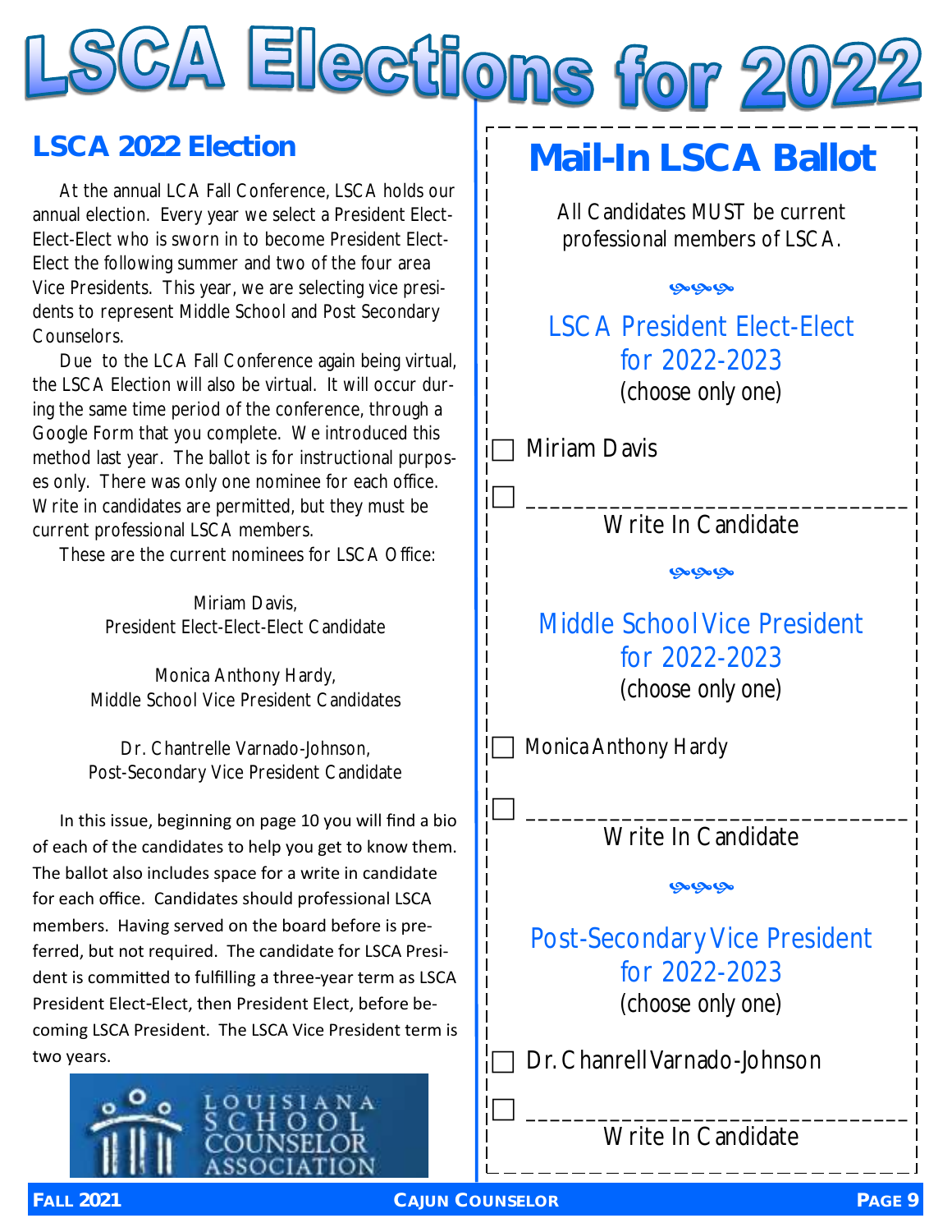# LSCA Elections for 2022

## LSCA 2022 Election

At the annual LCA Fall Conference, LSCA holds our annual election. Every year we select a President Elect-Elect-Elect who is sworn in to become President Elect-Elect the following summer and two of the four area Vice Presidents. This year, we are selecting vice presidents to represent Middle School and Post Secondary Counselors.

Due to the LCA Fall Conference again being virtual, the LSCA Election will also be virtual. It will occur during the same time period of the conference, through a Google Form that you complete. We introduced this method last year. The ballot is for instructional purposes only. There was only one nominee for each office. Write in candidates are permitted, but they must be current professional LSCA members.

These are the current nominees for LSCA Office:

Miriam Davis,
President Elect-Elect-Elect Candidate

Monica Anthony Hardy,
Middle School Vice President Candidates

Dr. Chantrelle Varnado-Johnson,
Post-Secondary Vice President Candidate

In this issue, beginning on page 10 you will find a bio of each of the candidates to help you get to know them. The ballot also includes space for a write in candidate for each office. Candidates should professional LSCA members. Having served on the board before is preferred, but not required. The candidate for LSCA President is committed to fulfilling a three-year term as LSCA President Elect-Elect, then President Elect, before becoming LSCA President. The LSCA Vice President term is two years.

LOUISIANA SCHOOL COUNSELOR ASSOCIATION

## Mail-In LSCA Ballot

All Candidates MUST be current professional members of LSCA.

### LSCA President Elect-Elect for 2022-2023
(choose only one)

☐ Miriam Davis

☐ ______________________________
Write In Candidate

### Middle School Vice President for 2022-2023
(choose only one)

☐ Monica Anthony Hardy

☐ ______________________________
Write In Candidate

### Post-Secondary Vice President for 2022-2023
(choose only one)

☐ Dr. Chanrell Varnado-Johnson

☐ ______________________________
Write In Candidate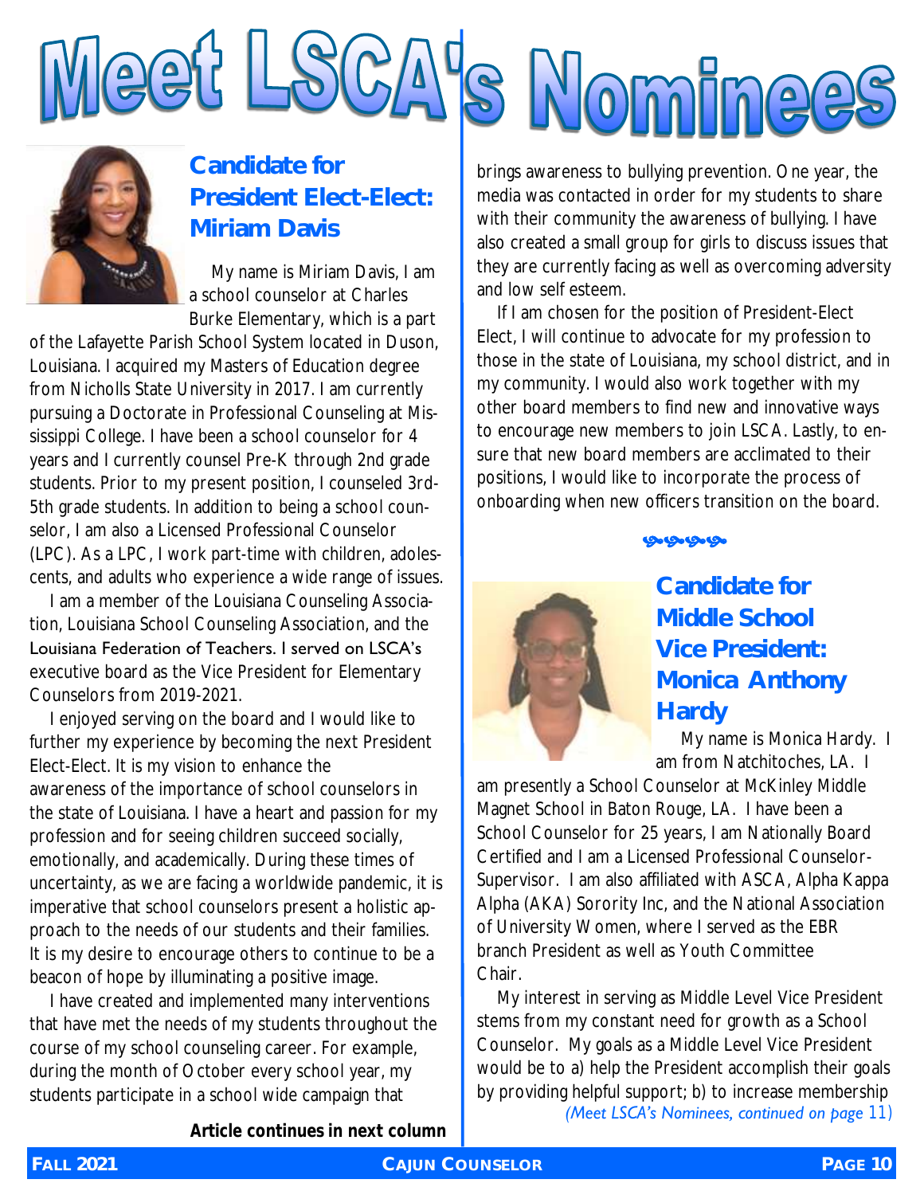# Meet LSCA's Nominees

## Candidate for President Elect-Elect: Miriam Davis

My name is Miriam Davis, I am a school counselor at Charles Burke Elementary, which is a part of the Lafayette Parish School System located in Duson, Louisiana. I acquired my Masters of Education degree from Nicholls State University in 2017. I am currently pursuing a Doctorate in Professional Counseling at Mississippi College. I have been a school counselor for 4 years and I currently counsel Pre-K through 2nd grade students. Prior to my present position, I counseled 3rd-5th grade students. In addition to being a school counselor, I am also a Licensed Professional Counselor (LPC). As a LPC, I work part-time with children, adolescents, and adults who experience a wide range of issues.

I am a member of the Louisiana Counseling Association, Louisiana School Counseling Association, and the Louisiana Federation of Teachers. I served on LSCA's executive board as the Vice President for Elementary Counselors from 2019-2021.

I enjoyed serving on the board and I would like to further my experience by becoming the next President Elect-Elect. It is my vision to enhance the awareness of the importance of school counselors in the state of Louisiana. I have a heart and passion for my profession and for seeing children succeed socially, emotionally, and academically. During these times of uncertainty, as we are facing a worldwide pandemic, it is imperative that school counselors present a holistic approach to the needs of our students and their families. It is my desire to encourage others to continue to be a beacon of hope by illuminating a positive image.

I have created and implemented many interventions that have met the needs of my students throughout the course of my school counseling career. For example, during the month of October every school year, my students participate in a school wide campaign that brings awareness to bullying prevention. One year, the media was contacted in order for my students to share with their community the awareness of bullying. I have also created a small group for girls to discuss issues that they are currently facing as well as overcoming adversity and low self esteem.

If I am chosen for the position of President-Elect Elect, I will continue to advocate for my profession to those in the state of Louisiana, my school district, and in my community. I would also work together with my other board members to find new and innovative ways to encourage new members to join LSCA. Lastly, to ensure that new board members are acclimated to their positions, I would like to incorporate the process of onboarding when new officers transition on the board.

## Candidate for Middle School Vice President: Monica Anthony Hardy

My name is Monica Hardy. I am from Natchitoches, LA. I am presently a School Counselor at McKinley Middle Magnet School in Baton Rouge, LA. I have been a School Counselor for 25 years, I am Nationally Board Certified and I am a Licensed Professional Counselor-Supervisor. I am also affiliated with ASCA, Alpha Kappa Alpha (AKA) Sorority Inc, and the National Association of University Women, where I served as the EBR branch President as well as Youth Committee Chair.

My interest in serving as Middle Level Vice President stems from my constant need for growth as a School Counselor. My goals as a Middle Level Vice President would be to a) help the President accomplish their goals by providing helpful support; b) to increase membership

*(Meet LSCA's Nominees, continued on page 11)*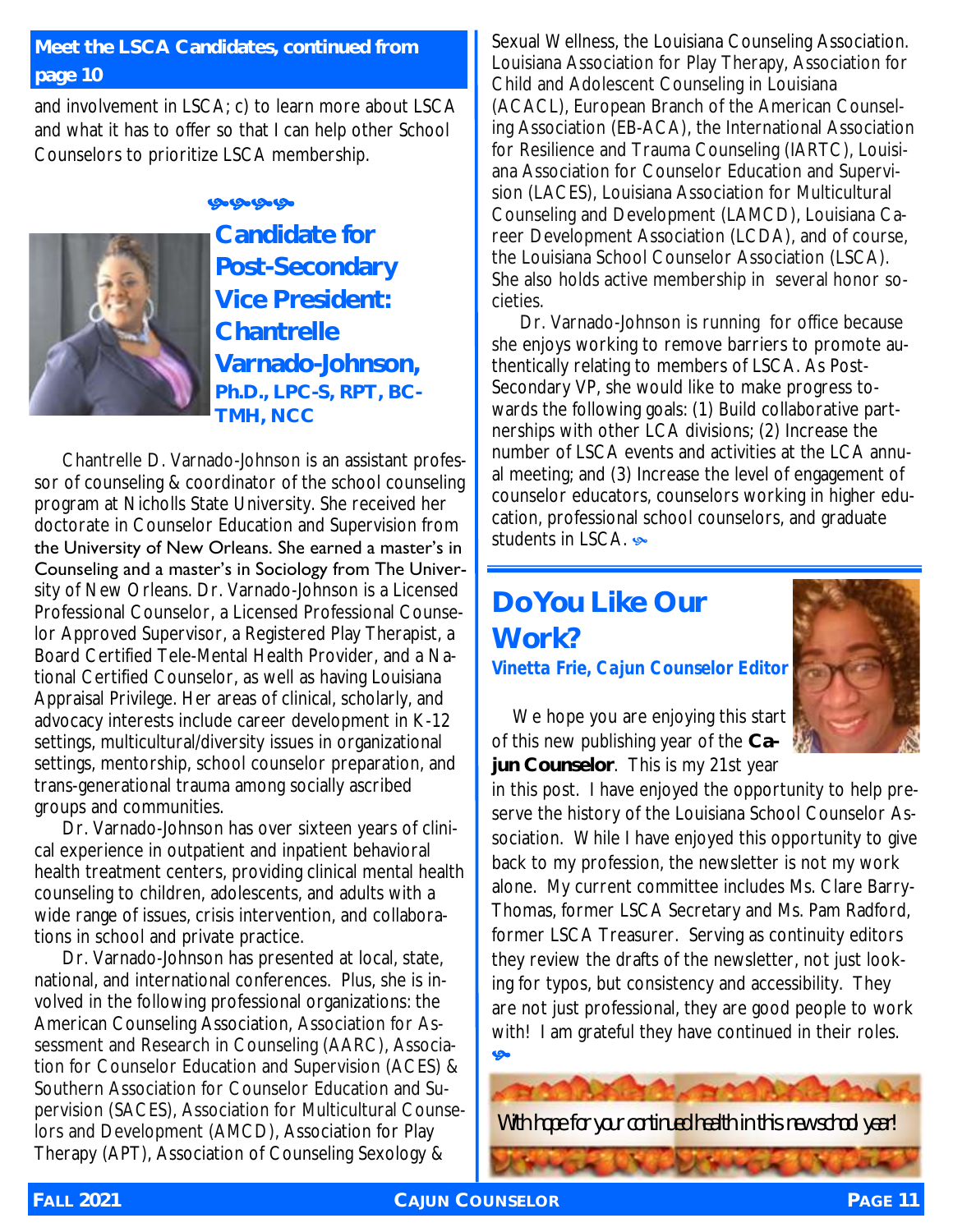## Meet the LSCA Candidates, continued from page 10

and involvement in LSCA; c) to learn more about LSCA and what it has to offer so that I can help other School Counselors to prioritize LSCA membership.

## Candidate for Post-Secondary Vice President: Chantrelle Varnado-Johnson, Ph.D., LPC-S, RPT, BC-TMH, NCC

Chantrelle D. Varnado-Johnson is an assistant professor of counseling & coordinator of the school counseling program at Nicholls State University. She received her doctorate in Counselor Education and Supervision from the University of New Orleans. She earned a master's in Counseling and a master's in Sociology from The University of New Orleans. Dr. Varnado-Johnson is a Licensed Professional Counselor, a Licensed Professional Counselor Approved Supervisor, a Registered Play Therapist, a Board Certified Tele-Mental Health Provider, and a National Certified Counselor, as well as having Louisiana Appraisal Privilege. Her areas of clinical, scholarly, and advocacy interests include career development in K-12 settings, multicultural/diversity issues in organizational settings, mentorship, school counselor preparation, and trans-generational trauma among socially ascribed groups and communities.

Dr. Varnado-Johnson has over sixteen years of clinical experience in outpatient and inpatient behavioral health treatment centers, providing clinical mental health counseling to children, adolescents, and adults with a wide range of issues, crisis intervention, and collaborations in school and private practice.

Dr. Varnado-Johnson has presented at local, state, national, and international conferences. Plus, she is involved in the following professional organizations: the American Counseling Association, Association for Assessment and Research in Counseling (AARC), Association for Counselor Education and Supervision (ACES) & Southern Association for Counselor Education and Supervision (SACES), Association for Multicultural Counselors and Development (AMCD), Association for Play Therapy (APT), Association of Counseling Sexology & Sexual Wellness, the Louisiana Counseling Association. Louisiana Association for Play Therapy, Association for Child and Adolescent Counseling in Louisiana (ACACL), European Branch of the American Counseling Association (EB-ACA), the International Association for Resilience and Trauma Counseling (IARTC), Louisiana Association for Counselor Education and Supervision (LACES), Louisiana Association for Multicultural Counseling and Development (LAMCD), Louisiana Career Development Association (LCDA), and of course, the Louisiana School Counselor Association (LSCA). She also holds active membership in several honor societies.

Dr. Varnado-Johnson is running for office because she enjoys working to remove barriers to promote authentically relating to members of LSCA. As Post-Secondary VP, she would like to make progress towards the following goals: (1) Build collaborative partnerships with other LCA divisions; (2) Increase the number of LSCA events and activities at the LCA annual meeting; and (3) Increase the level of engagement of counselor educators, counselors working in higher education, professional school counselors, and graduate students in LSCA.

## Do You Like Our Work?

***Vinetta Frie, Cajun Counselor Editor***

We hope you are enjoying this start of this new publishing year of the **Cajun Counselor**. This is my 21st year in this post. I have enjoyed the opportunity to help preserve the history of the Louisiana School Counselor Association. While I have enjoyed this opportunity to give back to my profession, the newsletter is not my work alone. My current committee includes Ms. Clare Barry-Thomas, former LSCA Secretary and Ms. Pam Radford, former LSCA Treasurer. Serving as continuity editors they review the drafts of the newsletter, not just looking for typos, but consistency and accessibility. They are not just professional, they are good people to work with! I am grateful they have continued in their roles.

*With hope for your continued health in this new school year!*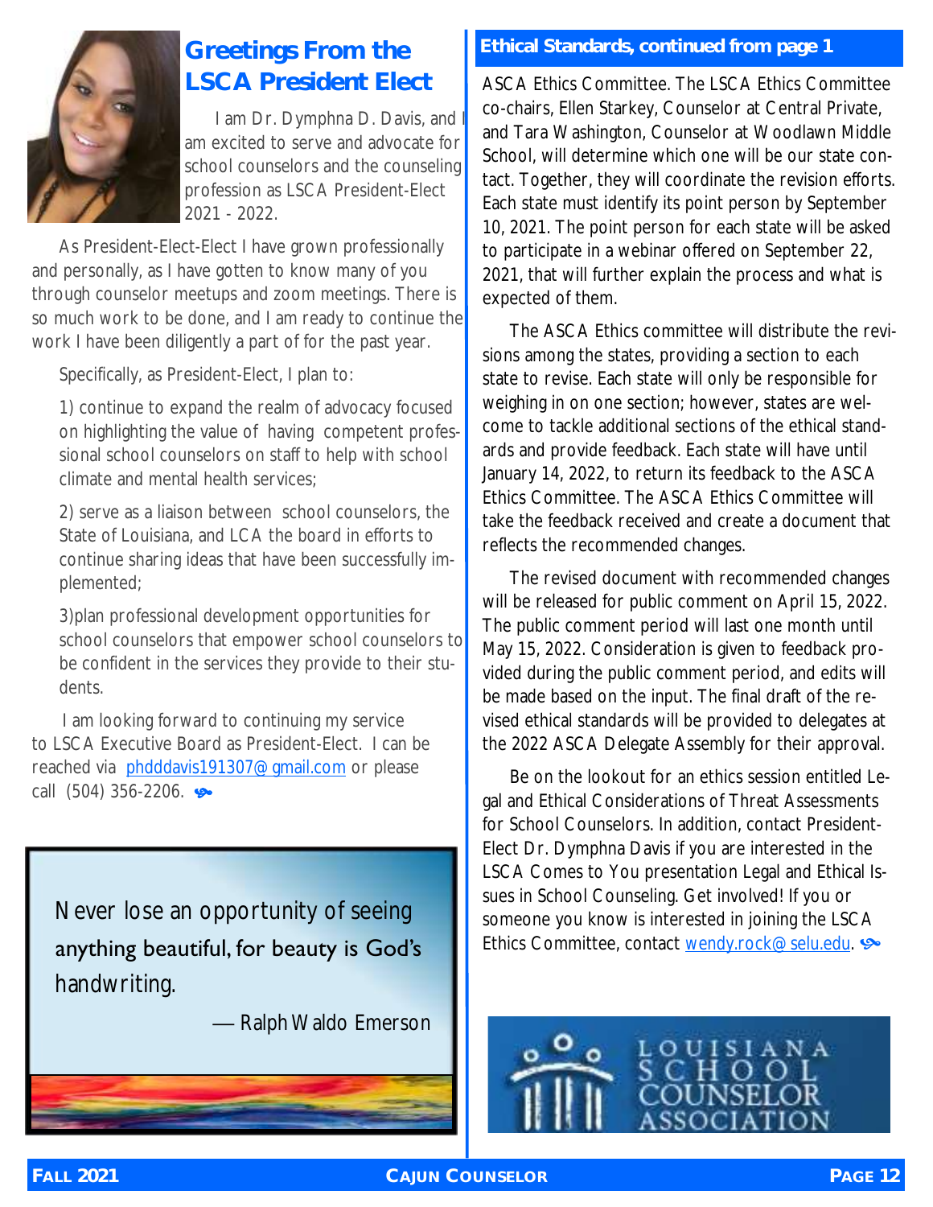## Greetings From the LSCA President Elect

I am Dr. Dymphna D. Davis, and I am excited to serve and advocate for school counselors and the counseling profession as LSCA President-Elect 2021 - 2022.

As President-Elect-Elect I have grown professionally and personally, as I have gotten to know many of you through counselor meetups and zoom meetings. There is so much work to be done, and I am ready to continue the work I have been diligently a part of for the past year.

Specifically, as President-Elect, I plan to:

1) continue to expand the realm of advocacy focused on highlighting the value of having competent professional school counselors on staff to help with school climate and mental health services;

2) serve as a liaison between school counselors, the State of Louisiana, and LCA the board in efforts to continue sharing ideas that have been successfully implemented;

3)plan professional development opportunities for school counselors that empower school counselors to be confident in the services they provide to their students.

I am looking forward to continuing my service to LSCA Executive Board as President-Elect. I can be reached via phdddavis191307@gmail.com or please call (504) 356-2206.

> Never lose an opportunity of seeing anything beautiful, for beauty is God's handwriting.
>
> — Ralph Waldo Emerson

## Ethical Standards, continued from page 1

ASCA Ethics Committee. The LSCA Ethics Committee co-chairs, Ellen Starkey, Counselor at Central Private, and Tara Washington, Counselor at Woodlawn Middle School, will determine which one will be our state contact. Together, they will coordinate the revision efforts. Each state must identify its point person by September 10, 2021. The point person for each state will be asked to participate in a webinar offered on September 22, 2021, that will further explain the process and what is expected of them.

The ASCA Ethics committee will distribute the revisions among the states, providing a section to each state to revise. Each state will only be responsible for weighing in on one section; however, states are welcome to tackle additional sections of the ethical standards and provide feedback. Each state will have until January 14, 2022, to return its feedback to the ASCA Ethics Committee. The ASCA Ethics Committee will take the feedback received and create a document that reflects the recommended changes.

The revised document with recommended changes will be released for public comment on April 15, 2022. The public comment period will last one month until May 15, 2022. Consideration is given to feedback provided during the public comment period, and edits will be made based on the input. The final draft of the revised ethical standards will be provided to delegates at the 2022 ASCA Delegate Assembly for their approval.

Be on the lookout for an ethics session entitled Legal and Ethical Considerations of Threat Assessments for School Counselors. In addition, contact President-Elect Dr. Dymphna Davis if you are interested in the LSCA Comes to You presentation Legal and Ethical Issues in School Counseling. Get involved! If you or someone you know is interested in joining the LSCA Ethics Committee, contact wendy.rock@selu.edu.

LOUISIANA SCHOOL COUNSELOR ASSOCIATION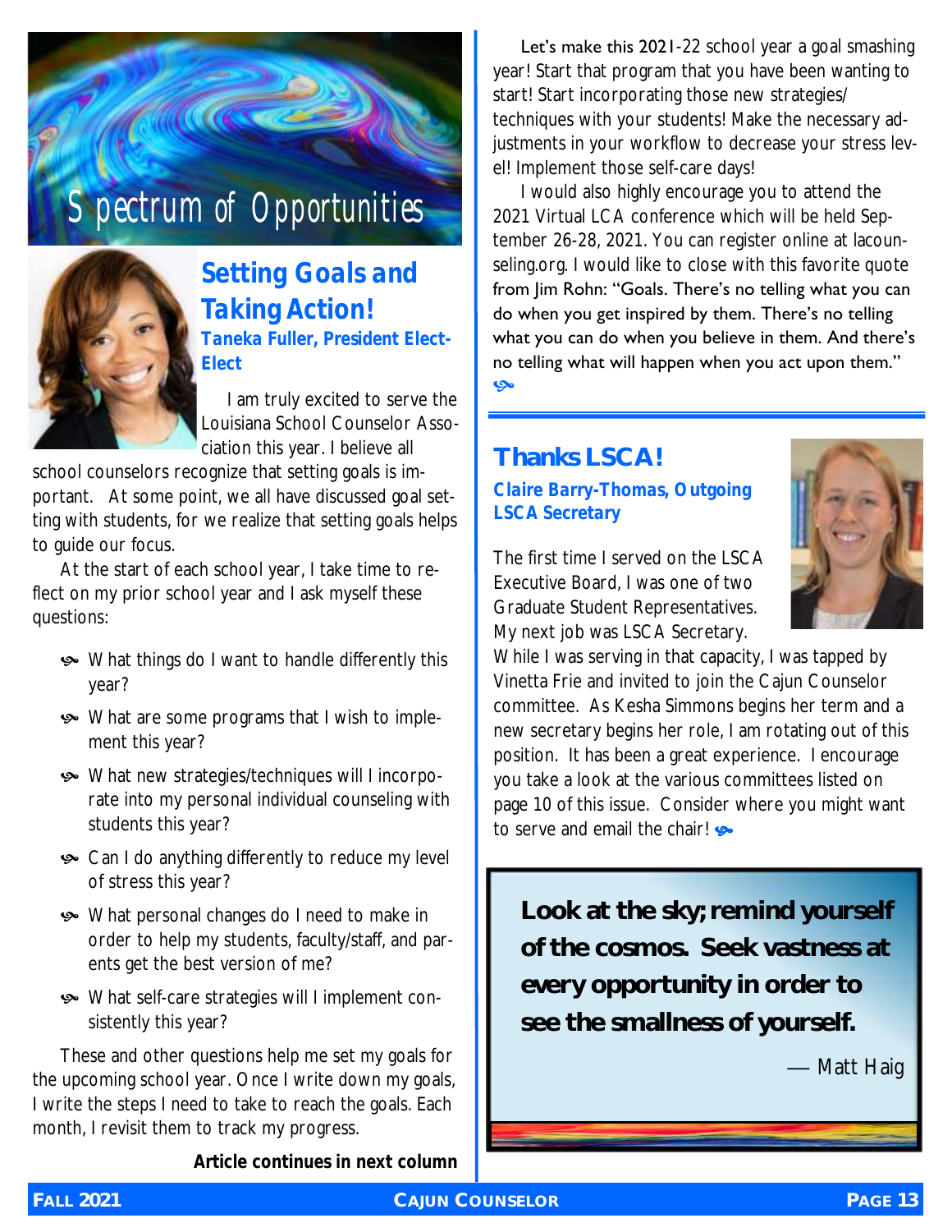# Spectrum of Opportunities

## Setting Goals and Taking Action!

**Taneka Fuller, President Elect-Elect**

I am truly excited to serve the Louisiana School Counselor Association this year. I believe all school counselors recognize that setting goals is important. At some point, we all have discussed goal setting with students, for we realize that setting goals helps to guide our focus.

At the start of each school year, I take time to reflect on my prior school year and I ask myself these questions:

- What things do I want to handle differently this year?
- What are some programs that I wish to implement this year?
- What new strategies/techniques will I incorporate into my personal individual counseling with students this year?
- Can I do anything differently to reduce my level of stress this year?
- What personal changes do I need to make in order to help my students, faculty/staff, and parents get the best version of me?
- What self-care strategies will I implement consistently this year?

These and other questions help me set my goals for the upcoming school year. Once I write down my goals, I write the steps I need to take to reach the goals. Each month, I revisit them to track my progress.

**Article continues in next column**

Let's make this 2021-22 school year a goal smashing year! Start that program that you have been wanting to start! Start incorporating those new strategies/techniques with your students! Make the necessary adjustments in your workflow to decrease your stress level! Implement those self-care days!

I would also highly encourage you to attend the 2021 Virtual LCA conference which will be held September 26-28, 2021. You can register online at lacounseling.org. I would like to close with this favorite quote from Jim Rohn: "Goals. There's no telling what you can do when you get inspired by them. There's no telling what you can do when you believe in them. And there's no telling what will happen when you act upon them."

## Thanks LSCA!

**Claire Barry-Thomas, Outgoing LSCA Secretary**

The first time I served on the LSCA Executive Board, I was one of two Graduate Student Representatives. My next job was LSCA Secretary. While I was serving in that capacity, I was tapped by Vinetta Frie and invited to join the Cajun Counselor committee. As Kesha Simmons begins her term and a new secretary begins her role, I am rotating out of this position. It has been a great experience. I encourage you take a look at the various committees listed on page 10 of this issue. Consider where you might want to serve and email the chair!

**Look at the sky; remind yourself of the cosmos. Seek vastness at every opportunity in order to see the smallness of yourself.**

— Matt Haig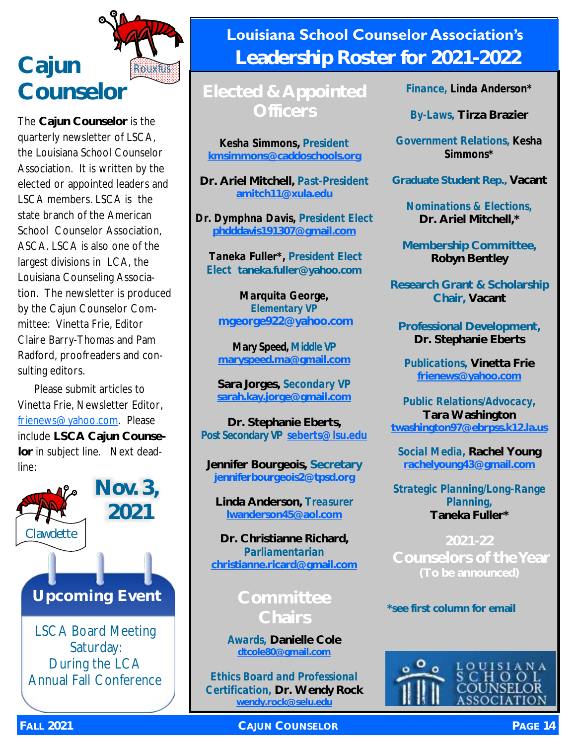# Cajun Counselor

Rouxfus

The **Cajun Counselor** is the quarterly newsletter of LSCA, the Louisiana School Counselor Association. It is written by the elected or appointed leaders and LSCA members. LSCA is the state branch of the American School Counselor Association, ASCA. LSCA is also one of the largest divisions in LCA, the Louisiana Counseling Association. The newsletter is produced by the Cajun Counselor Committee: Vinetta Frie, Editor Claire Barry-Thomas and Pam Radford, proofreaders and consulting editors.

Please submit articles to Vinetta Frie, Newsletter Editor, frienews@yahoo.com. Please include **LSCA Cajun Counselor** in subject line. Next deadline:

Clawdette

**Nov. 3, 2021**

## Upcoming Event

LSCA Board Meeting
Saturday:
During the LCA Annual Fall Conference

# Louisiana School Counselor Association's Leadership Roster for 2021-2022

## Elected & Appointed Officers

**Kesha Simmons,** President
kmsimmons@caddoschools.org

**Dr. Ariel Mitchell,** Past-President
amitch11@xula.edu

**Dr. Dymphna Davis,** President Elect
phdddavis191307@gmail.com

**Taneka Fuller*,** President Elect Elect taneka.fuller@yahoo.com

**Marquita George,**
Elementary VP
mgeorge922@yahoo.com

**Mary Speed,** Middle VP
maryspeed.ma@gmail.com

**Sara Jorges,** Secondary VP
sarah.kay.jorge@gmail.com

**Dr. Stephanie Eberts,**
Post Secondary VP seberts@lsu.edu

**Jennifer Bourgeois,** Secretary
jenniferbourgeois2@tpsd.org

**Linda Anderson,** Treasurer
lwanderson45@aol.com

**Dr. Christianne Richard,**
Parliamentarian
christianne.ricard@gmail.com

## Committee Chairs

Awards, **Danielle Cole**
dtcole80@gmail.com

Ethics Board and Professional Certification, **Dr. Wendy Rock**
wendy.rock@selu.edu

Finance, **Linda Anderson***

By-Laws, **Tirza Brazier**

Government Relations, **Kesha Simmons***

Graduate Student Rep., **Vacant**

Nominations & Elections, **Dr. Ariel Mitchell,***

Membership Committee, **Robyn Bentley**

Research Grant & Scholarship Chair, **Vacant**

Professional Development, **Dr. Stephanie Eberts**

Publications, **Vinetta Frie**
frienews@yahoo.com

Public Relations/Advocacy, **Tara Washington**
twashington97@ebrpss.k12.la.us

Social Media, **Rachel Young**
rachelyoung43@gmail.com

Strategic Planning/Long-Range Planning, **Taneka Fuller***

## 2021-22 Counselors of the Year
(To be announced)

*see first column for email

Louisiana School Counselor Association